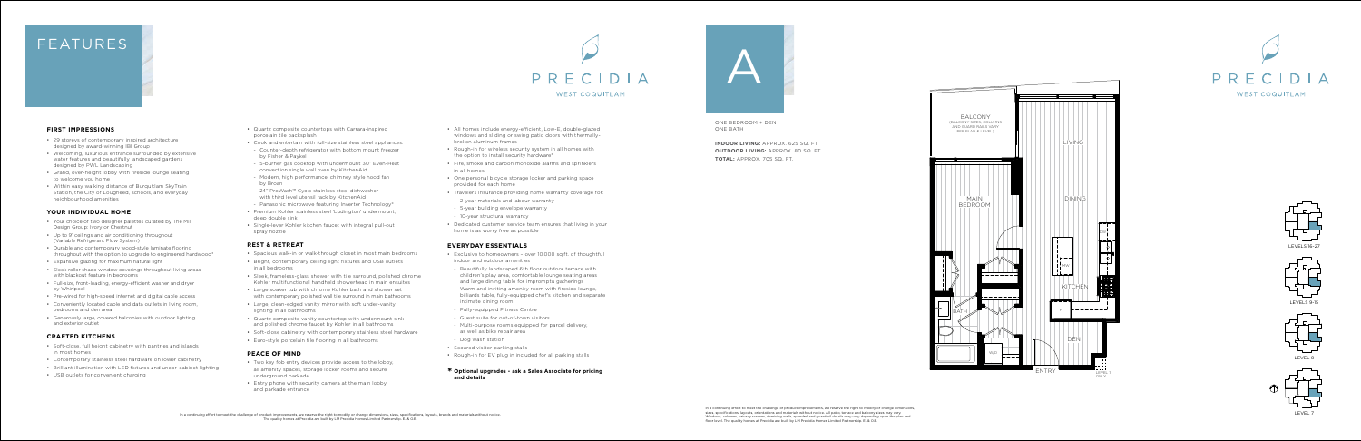# FEATURES

PRECIDIA
WEST COQUITLAM

## FIRST IMPRESSIONS

- 29 storeys of contemporary inspired architecture designed by award-winning IBI Group
- Welcoming, luxurious entrance surrounded by extensive water features and beautifully landscaped gardens designed by PWL Landscaping
- Grand, over-height lobby with fireside lounge seating to welcome you home
- Within easy walking distance of Burquitlam SkyTrain Station, the City of Lougheed, schools, and everyday neighbourhood amenities

## YOUR INDIVIDUAL HOME

- Your choice of two designer palettes curated by The Mill Design Group: Ivory or Chestnut
- Up to 9' ceilings and air conditioning throughout (Variable Refrigerant Flow System)
- Durable and contemporary wood-style laminate flooring throughout with the option to upgrade to engineered hardwood*
- Expansive glazing for maximum natural light
- Sleek roller shade window coverings throughout living areas with blackout feature in bedrooms
- Full-size, front-loading, energy-efficient washer and dryer by Whirlpool
- Pre-wired for high-speed internet and digital cable access
- Conveniently located cable and data outlets in living room, bedrooms and den area
- Generously large, covered balconies with outdoor lighting and exterior outlet

## CRAFTED KITCHENS

- Soft-close, full height cabinetry with pantries and islands in most homes
- Contemporary stainless steel hardware on lower cabinetry
- Brilliant illumination with LED fixtures and under-cabinet lighting
- USB outlets for convenient charging
- Quartz composite countertops with Carrara-inspired porcelain tile backsplash
- Cook and entertain with full-size stainless steel appliances:
  - Counter-depth refrigerator with bottom mount freezer by Fisher & Paykel
  - 5-burner gas cooktop with underneath 30" Even-Heat convection single wall oven by KitchenAid
  - Modern, high performance, chimney style hood fan by Broan
  - 24" ProWash™ Cycle stainless steel dishwasher with third level utensil rack by KitchenAid
  - Panasonic microwave featuring Inverter Technology*
- Premium Kohler stainless steel 'Ludington' undermount, deep double sink
- Single-lever Kohler kitchen faucet with integral pull-out spray nozzle

## REST & RETREAT

- Spacious walk-in or walk-through closet in most main bedrooms
- Bright, contemporary ceiling light fixtures and USB outlets in all bedrooms
- Sleek, frameless-glass shower with tile surround, polished chrome Kohler multifunctional handheld showerhead in main ensuites
- Large soaker tub with chrome Kohler bath and shower set with contemporary polished wall tile surround in main bathrooms
- Large, clean-edged vanity mirror with soft under-vanity lighting in all bathrooms
- Quartz composite vanity countertop with undermount sink and polished chrome faucet by Kohler in all bathrooms
- Soft-close cabinetry with contemporary stainless steel hardware
- Euro-style porcelain tile flooring in all bathrooms

## PEACE OF MIND

- Two key fob entry devices provide access to the lobby, all amenity spaces, storage locker rooms and secure underground parkade
- Entry phone with security camera at the main lobby and parkade entrance
- All homes include energy-efficient, Low-E, double-glazed windows and sliding or swing patio doors with thermally-broken aluminum frames
- Rough-in for wireless security system in all homes with the option to install security hardware*
- Fire, smoke and carbon monoxide alarms and sprinklers in all homes
- One personal bicycle storage locker and parking space provided for each home
- Travelers Insurance providing home warranty coverage for:
  - 2-year materials and labour warranty
  - 5-year building envelope warranty
  - 10-year structural warranty
- Dedicated customer service team ensures that living in your home is as worry free as possible

## EVERYDAY ESSENTIALS

- Exclusive to homeowners – over 10,000 sq.ft. of thoughtful indoor and outdoor amenities
  - Beautifully landscaped 6th floor outdoor terrace with children's play area, comfortable lounge seating areas and large dining table for impromptu gatherings
  - Warm and inviting amenity room with fireside lounge, billiards table, fully-equipped chef's kitchen and separate intimate dining room
  - Fully-equipped Fitness Centre
  - Guest suite for out-of-town visitors
  - Multi-purpose rooms equipped for parcel delivery, as well as bike repair area
  - Dog wash station
- Secured visitor parking stalls
- Rough-in for EV plug in included for all parking stalls

**\* Optional upgrades - ask a Sales Associate for pricing and details**

In a continuing effort to meet the challenge of product improvements, we reserve the right to modify or change dimensions, sizes, specifications, layouts, brands and materials without notice. The quality homes at Precidia are built by LM Precidia Homes Limited Partnership. E. & O.E.

# A

ONE BEDROOM + DEN
ONE BATH

**INDOOR LIVING:** APPROX. 625 SQ. FT.
**OUTDOOR LIVING:** APPROX. 80 SQ. FT.
**TOTAL:** APPROX. 705 SQ. FT.

BALCONY (BALCONY SIZES, COLUMNS AND GUARD RAILS VARY PER PLAN & LEVEL)

LIVING
DINING
MAIN BEDROOM
KITCHEN
BATH
DEN
ENTRY

LEVELS 16-27
LEVELS 9-15
LEVEL 8
LEVEL 7

PRECIDIA
WEST COQUITLAM

In a continuing effort to meet the challenge of product improvements, we reserve the right to modify or change dimensions, sizes, specifications, layouts, orientations and materials without notice. All patio, terrace and balcony sizes may vary. Windows, columns, privacy screens, demising walls, spandrel and guardrail details may vary depending upon the plan and floor level. The quality homes at Precidia are built by LM Precidia Homes Limited Partnership. E. & O.E.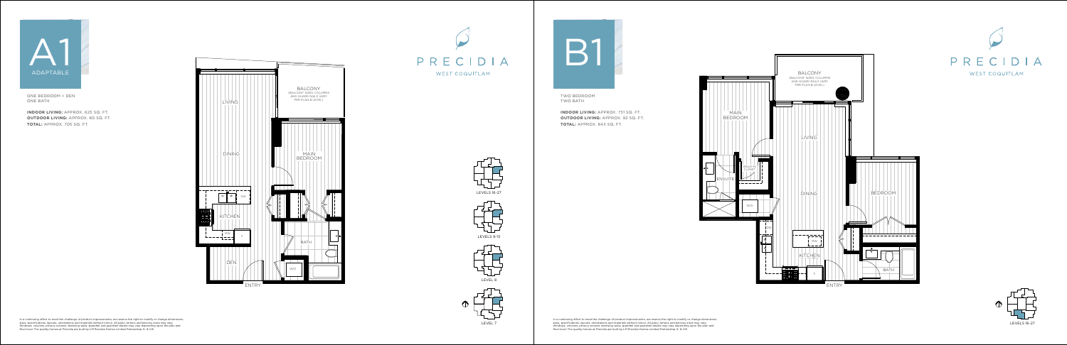# A1

ADAPTABLE

ONE BEDROOM + DEN
ONE BATH

**INDOOR LIVING:** APPROX. 625 SQ. FT.
**OUTDOOR LIVING:** APPROX. 80 SQ. FT.
**TOTAL:** APPROX. 705 SQ. FT.

BALCONY
(BALCONY SIZES, COLUMNS AND GUARD RAILS VARY PER PLAN & LEVEL)

LIVING

DINING

MAIN BEDROOM

KITCHEN

BATH

DEN

W/D

ENTRY

PRECIDIA
WEST COQUITLAM

LEVELS 16-27

LEVELS 9-15

LEVEL 8

LEVEL 7

In a continuing effort to meet the challenge of product improvements, we reserve the right to modify or change dimensions, sizes, specifications, layouts, orientations and materials without notice. All patio, terrace and balcony sizes may vary. Windows, columns, privacy screens, demising walls, spandrel and guardrail details may vary depending upon the plan and floor level. The quality homes at Precidia are built by LM Precidia Homes Limited Partnership. E. & O.E.

# B1

TWO BEDROOM
TWO BATH

**INDOOR LIVING:** APPROX. 751 SQ. FT.
**OUTDOOR LIVING:** APPROX. 92 SQ. FT.
**TOTAL:** APPROX. 843 SQ. FT.

BALCONY
(BALCONY SIZES, COLUMNS AND GUARD RAILS VARY PER PLAN & LEVEL)

MAIN BEDROOM

LIVING

WALK-IN CLOSET

ENSUITE

DINING

BEDROOM

W/D

KITCHEN

BATH

ENTRY

PRECIDIA
WEST COQUITLAM

LEVELS 16-27

In a continuing effort to meet the challenge of product improvements, we reserve the right to modify or change dimensions, sizes, specifications, layouts, orientations and materials without notice. All patio, terrace and balcony sizes may vary. Windows, columns, privacy screens, demising walls, spandrel and guardrail details may vary depending upon the plan and floor level. The quality homes at Precidia are built by LM Precidia Homes Limited Partnership. E. & O.E.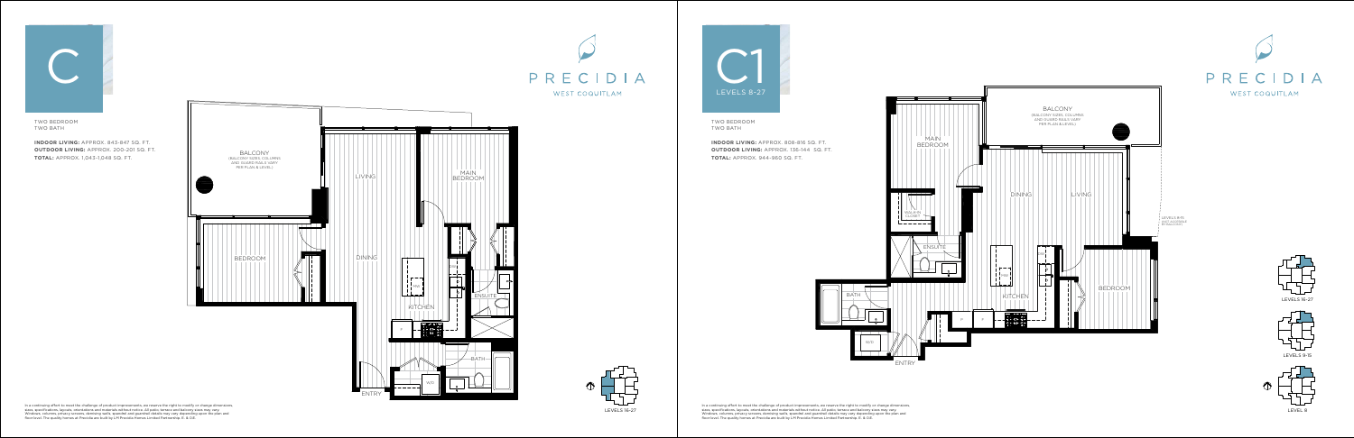# C

TWO BEDROOM
TWO BATH

**INDOOR LIVING:** APPROX. 843-847 SQ. FT.
**OUTDOOR LIVING:** APPROX. 200-201 SQ. FT.
**TOTAL:** APPROX. 1,043-1,048 SQ. FT.

PRECIDIA
WEST COQUITLAM

BALCONY
(BALCONY SIZES, COLUMNS AND GUARD RAILS VARY PER PLAN & LEVEL)

LIVING

MAIN BEDROOM

BEDROOM

DINING

ENSUITE

KITCHEN

BATH

ENTRY

LEVELS 16-27

In a continuing effort to meet the challenge of product improvements, we reserve the right to modify or change dimensions, sizes, specifications, layouts, orientations and materials without notice. All patio, terrace and balcony sizes may vary. Windows, columns, privacy screens, demising walls, spandrel and guardrail details may vary depending upon the plan and floor level. The quality homes at Precidia are built by LM Precidia Homes Limited Partnership. E. & O.E.

# C1

LEVELS 8-27

TWO BEDROOM
TWO BATH

**INDOOR LIVING:** APPROX. 808-816 SQ. FT.
**OUTDOOR LIVING:** APPROX. 136-144 SQ. FT.
**TOTAL:** APPROX. 944-960 SQ. FT.

PRECIDIA
WEST COQUITLAM

BALCONY
(BALCONY SIZES, COLUMNS AND GUARD RAILS VARY PER PLAN & LEVEL)

MAIN BEDROOM

WALK-IN CLOSET

DINING

LIVING

ENSUITE

BATH

KITCHEN

BEDROOM

ENTRY

LEVELS 16-27

LEVELS 9-15

LEVEL 8

In a continuing effort to meet the challenge of product improvements, we reserve the right to modify or change dimensions, sizes, specifications, layouts, orientations and materials without notice. All patio, terrace and balcony sizes may vary. Windows, columns, privacy screens, demising walls, spandrel and guardrail details may vary depending upon the plan and floor level. The quality homes at Precidia are built by LM Precidia Homes Limited Partnership. E. & O.E.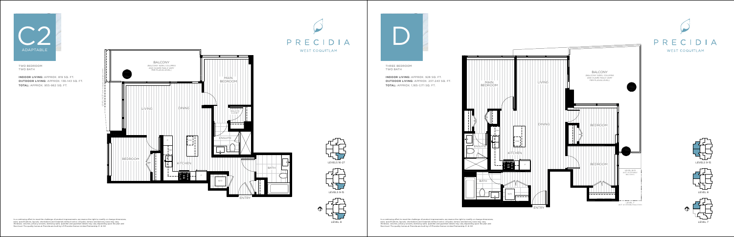# C2

ADAPTABLE

TWO BEDROOM
TWO BATH

**INDOOR LIVING:** APPROX. 819 SQ. FT.
**OUTDOOR LIVING:** APPROX. 136-143 SQ. FT.
**TOTAL:** APPROX. 955-962 SQ. FT.

BALCONY
(BALCONY SIDES, COLUMNS AND GUARD RAILS VARY PER PLAN & LEVEL)

MAIN BEDROOM

LIVING

DINING

WALK-IN CLOSET

ENSUITE

BEDROOM

KITCHEN

BATH

W/D

ENTRY

LEVELS 16-27

LEVELS 9-15

LEVEL 8

PRECIDIA
WEST COQUITLAM

In a continuing effort to meet the challenge of product improvements, we reserve the right to modify or change dimensions, sizes, specifications, layouts, orientations and materials without notice. All patio, terrace and balcony sizes may vary. Windows, columns, privacy screens, demising walls, spandrel and guardrail details may vary depending upon the plan and floor level. The quality homes at Precidia are built by LM Precidia Homes Limited Partnership. E. & O.E.

# D

THREE BEDROOM
TWO BATH

**INDOOR LIVING:** APPROX. 928 SQ. FT.
**OUTDOOR LIVING:** APPROX. 237-243 SQ. FT.
**TOTAL:** APPROX. 1,165-1,171 SQ. FT.

MAIN BEDROOM

LIVING

BALCONY
(BALCONY SIDES, COLUMNS AND GUARD RAILS VARY PER PLAN & LEVEL)

DINING

ENSUITE

KITCHEN

BEDROOM

BEDROOM

LEVEL 8-15
(NOT ACCESSIBLE BALCONY)

LEVEL 7
(NOT ACCESSIBLE BALCONY)

BATH

W/D

ENTRY

LEVELS 9-15

LEVEL 8

LEVEL 7

PRECIDIA
WEST COQUITLAM

In a continuing effort to meet the challenge of product improvements, we reserve the right to modify or change dimensions, sizes, specifications, layouts, orientations and materials without notice. All patio, terrace and balcony sizes may vary. Windows, columns, privacy screens, demising walls, spandrel and guardrail details may vary depending upon the plan and floor level. The quality homes at Precidia are built by LM Precidia Homes Limited Partnership. E. & O.E.